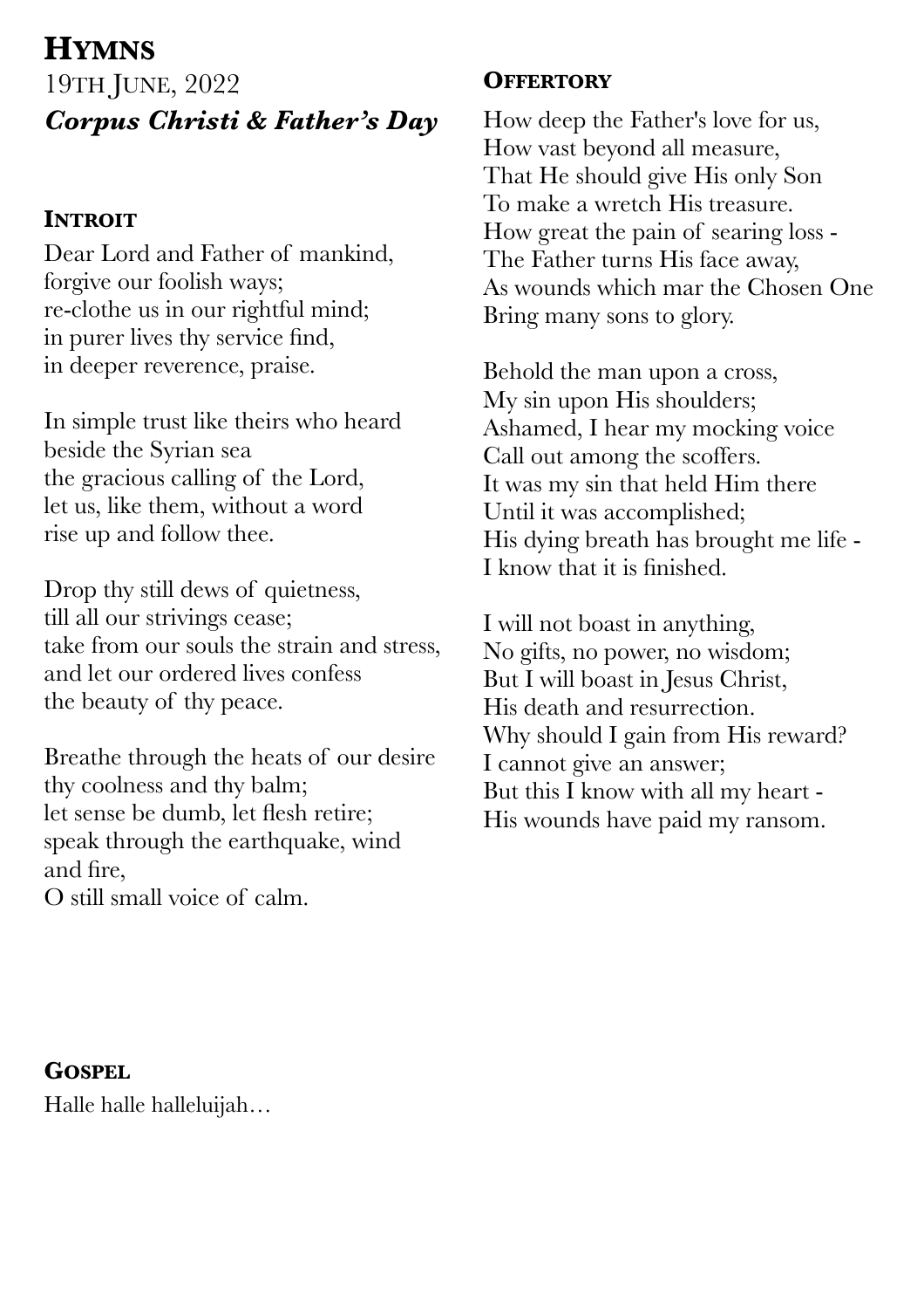# Hymns

19th June, 2022

***Corpus Christi & Father's Day***

## Introit

Dear Lord and Father of mankind,
forgive our foolish ways;
re-clothe us in our rightful mind;
in purer lives thy service find,
in deeper reverence, praise.

In simple trust like theirs who heard
beside the Syrian sea
the gracious calling of the Lord,
let us, like them, without a word
rise up and follow thee.

Drop thy still dews of quietness,
till all our strivings cease;
take from our souls the strain and stress,
and let our ordered lives confess
the beauty of thy peace.

Breathe through the heats of our desire
thy coolness and thy balm;
let sense be dumb, let flesh retire;
speak through the earthquake, wind
and fire,
O still small voice of calm.

## Gospel

Halle halle halleluijah…

## Offertory

How deep the Father's love for us,
How vast beyond all measure,
That He should give His only Son
To make a wretch His treasure.
How great the pain of searing loss -
The Father turns His face away,
As wounds which mar the Chosen One
Bring many sons to glory.

Behold the man upon a cross,
My sin upon His shoulders;
Ashamed, I hear my mocking voice
Call out among the scoffers.
It was my sin that held Him there
Until it was accomplished;
His dying breath has brought me life -
I know that it is finished.

I will not boast in anything,
No gifts, no power, no wisdom;
But I will boast in Jesus Christ,
His death and resurrection.
Why should I gain from His reward?
I cannot give an answer;
But this I know with all my heart -
His wounds have paid my ransom.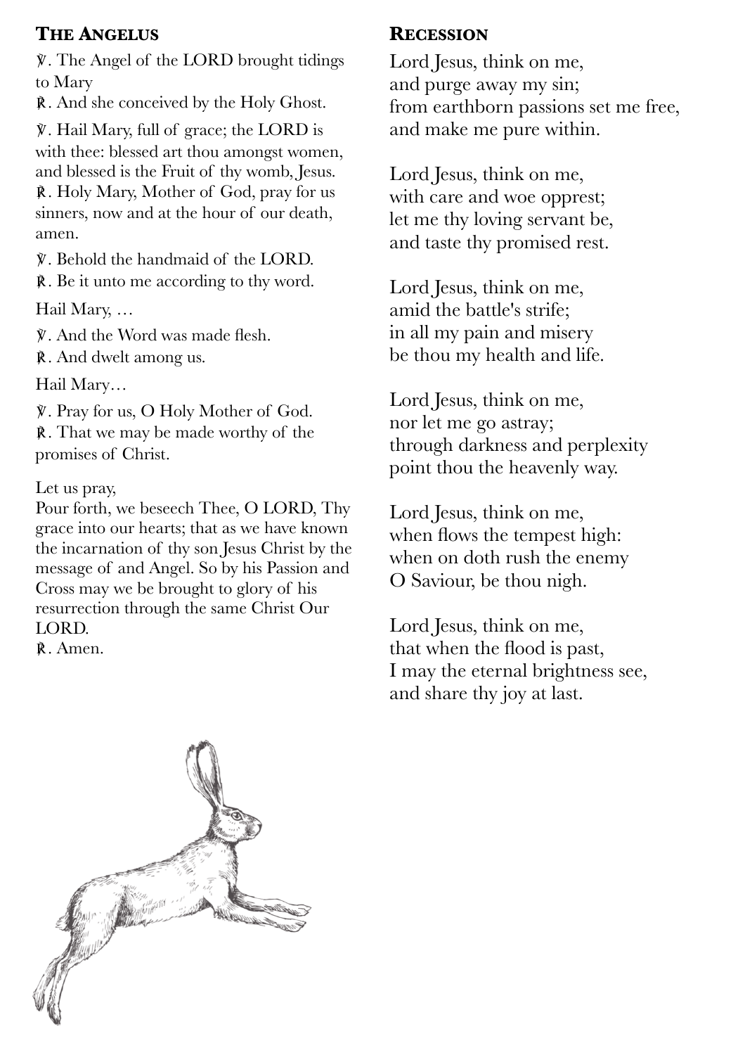## The Angelus

℣. The Angel of the LORD brought tidings to Mary
℟. And she conceived by the Holy Ghost.

℣. Hail Mary, full of grace; the LORD is with thee: blessed art thou amongst women, and blessed is the Fruit of thy womb, Jesus.
℟. Holy Mary, Mother of God, pray for us sinners, now and at the hour of our death, amen.

℣. Behold the handmaid of the LORD.
℟. Be it unto me according to thy word.

Hail Mary, …

℣. And the Word was made flesh.
℟. And dwelt among us.

Hail Mary…

℣. Pray for us, O Holy Mother of God.
℟. That we may be made worthy of the promises of Christ.

Let us pray,
Pour forth, we beseech Thee, O LORD, Thy grace into our hearts; that as we have known the incarnation of thy son Jesus Christ by the message of and Angel. So by his Passion and Cross may we be brought to glory of his resurrection through the same Christ Our LORD.
℟. Amen.

## Recession

Lord Jesus, think on me,
and purge away my sin;
from earthborn passions set me free,
and make me pure within.

Lord Jesus, think on me,
with care and woe oppress​t;
let me thy loving servant be,
and taste thy promised rest.

Lord Jesus, think on me,
amid the battle's strife;
in all my pain and misery
be thou my health and life.

Lord Jesus, think on me,
nor let me go astray;
through darkness and perplexity
point thou the heavenly way.

Lord Jesus, think on me,
when flows the tempest high:
when on doth rush the enemy
O Saviour, be thou nigh.

Lord Jesus, think on me,
that when the flood is past,
I may the eternal brightness see,
and share thy joy at last.